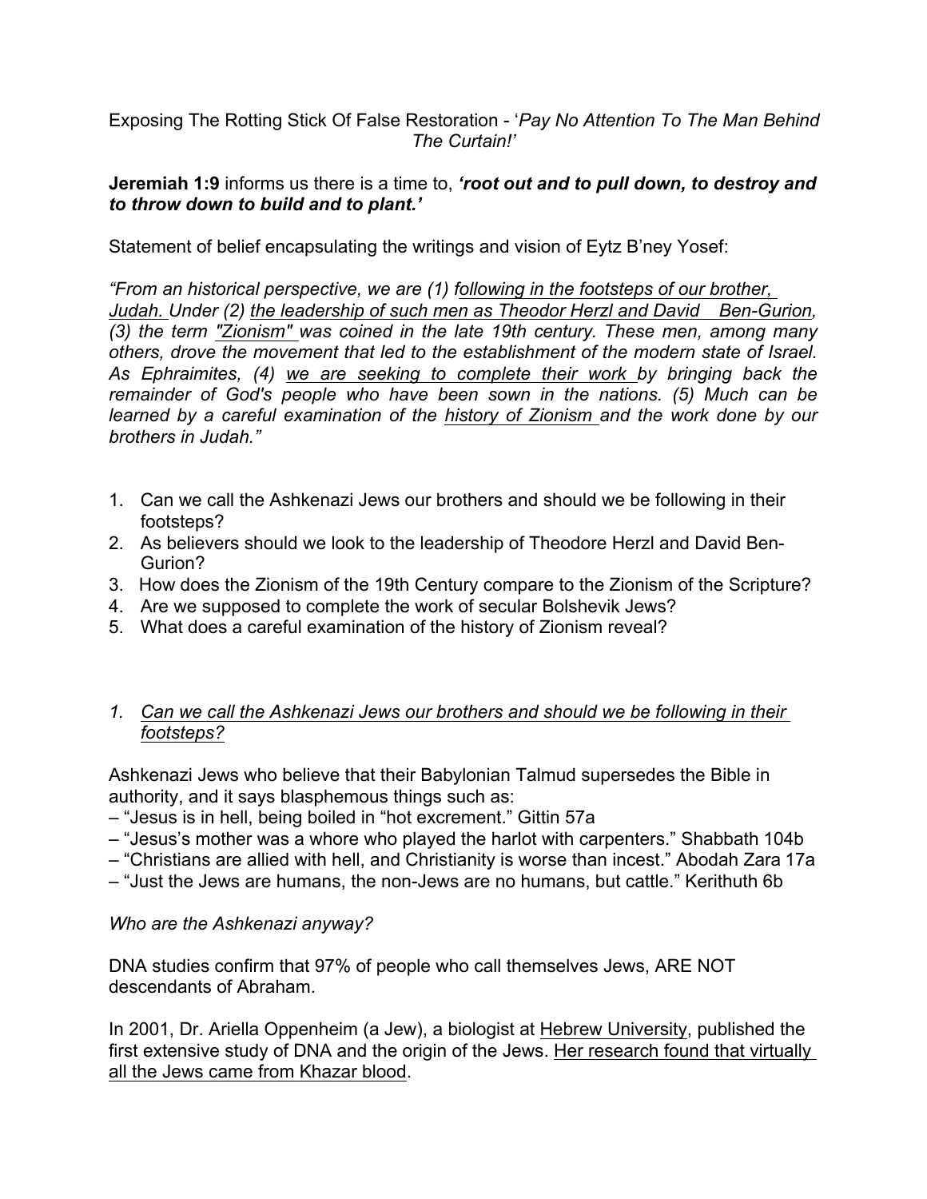Exposing The Rotting Stick Of False Restoration - '*Pay No Attention To The Man Behind The Curtain!*'

**Jeremiah 1:9** informs us there is a time to, ***'root out and to pull down, to destroy and to throw down to build and to plant.'***

Statement of belief encapsulating the writings and vision of Eytz B'ney Yosef:

*"From an historical perspective, we are (1) <u>following in the footsteps of our brother, Judah.</u> Under (2) <u>the leadership of such men as Theodor Herzl and David Ben-Gurion</u>, (3) the term <u>"Zionism"</u> was coined in the late 19th century. These men, among many others, drove the movement that led to the establishment of the modern state of Israel. As Ephraimites, (4) <u>we are seeking to complete their work</u> by bringing back the remainder of God's people who have been sown in the nations. (5) Much can be learned by a careful examination of the <u>history of Zionism</u> and the work done by our brothers in Judah."*

1. Can we call the Ashkenazi Jews our brothers and should we be following in their footsteps?
2. As believers should we look to the leadership of Theodore Herzl and David Ben-Gurion?
3. How does the Zionism of the 19th Century compare to the Zionism of the Scripture?
4. Are we supposed to complete the work of secular Bolshevik Jews?
5. What does a careful examination of the history of Zionism reveal?

1. *<u>Can we call the Ashkenazi Jews our brothers and should we be following in their footsteps?</u>*

Ashkenazi Jews who believe that their Babylonian Talmud supersedes the Bible in authority, and it says blasphemous things such as:
– "Jesus is in hell, being boiled in "hot excrement." Gittin 57a
– "Jesus's mother was a whore who played the harlot with carpenters." Shabbath 104b
– "Christians are allied with hell, and Christianity is worse than incest." Abodah Zara 17a
– "Just the Jews are humans, the non-Jews are no humans, but cattle." Kerithuth 6b

*Who are the Ashkenazi anyway?*

DNA studies confirm that 97% of people who call themselves Jews, ARE NOT descendants of Abraham.

In 2001, Dr. Ariella Oppenheim (a Jew), a biologist at <u>Hebrew University</u>, published the first extensive study of DNA and the origin of the Jews. <u>Her research found that virtually all the Jews came from Khazar blood</u>.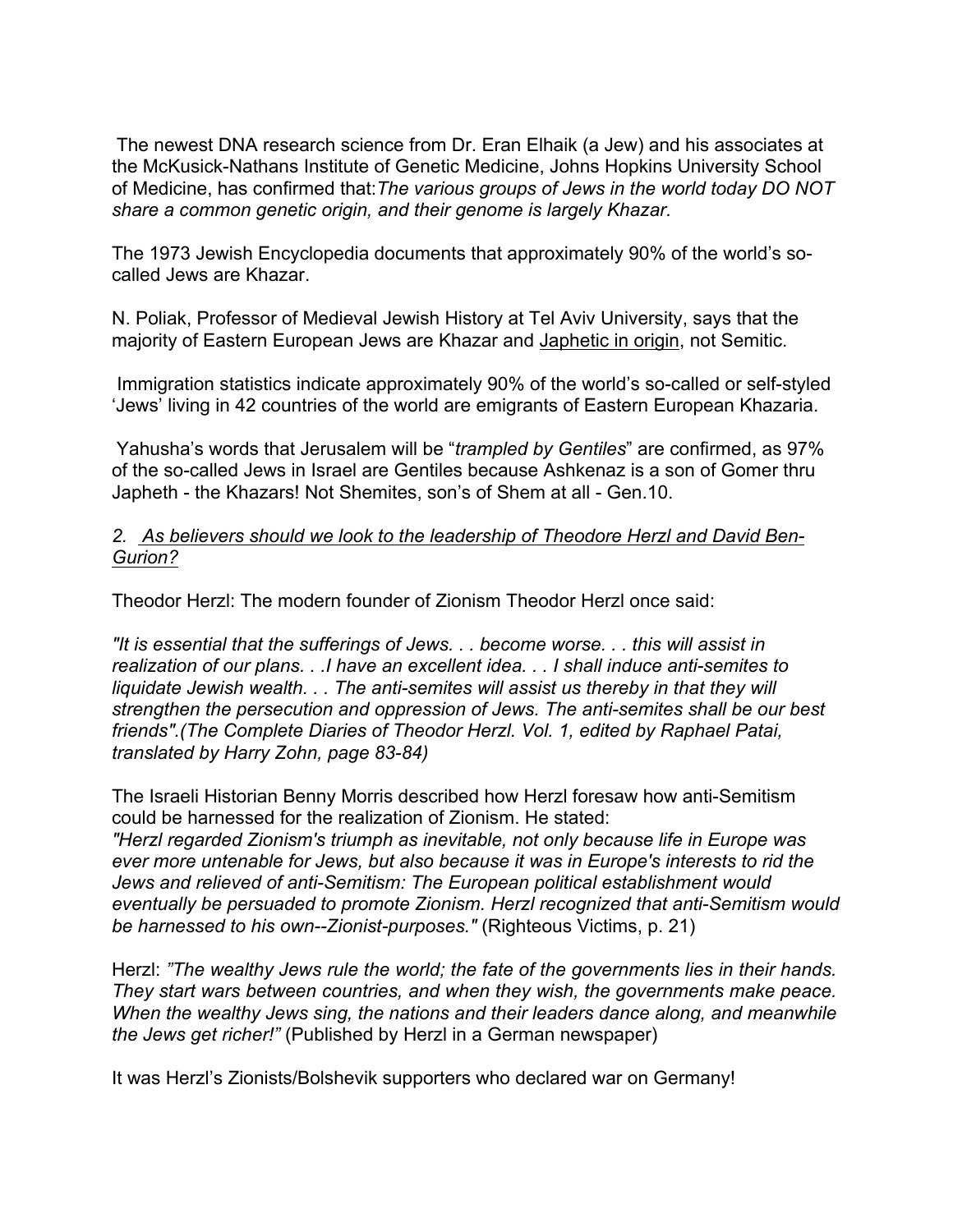The newest DNA research science from Dr. Eran Elhaik (a Jew) and his associates at the McKusick-Nathans Institute of Genetic Medicine, Johns Hopkins University School of Medicine, has confirmed that:*The various groups of Jews in the world today DO NOT share a common genetic origin, and their genome is largely Khazar.*

The 1973 Jewish Encyclopedia documents that approximately 90% of the world's so-called Jews are Khazar.

N. Poliak, Professor of Medieval Jewish History at Tel Aviv University, says that the majority of Eastern European Jews are Khazar and <u>Japhetic in origin</u>, not Semitic.

Immigration statistics indicate approximately 90% of the world's so-called or self-styled 'Jews' living in 42 countries of the world are emigrants of Eastern European Khazaria.

Yahusha's words that Jerusalem will be "*trampled by Gentiles*" are confirmed, as 97% of the so-called Jews in Israel are Gentiles because Ashkenaz is a son of Gomer thru Japheth - the Khazars! Not Shemites, son's of Shem at all - Gen.10.

*2. <u>As believers should we look to the leadership of Theodore Herzl and David Ben-Gurion?</u>*

Theodor Herzl: The modern founder of Zionism Theodor Herzl once said:

*"It is essential that the sufferings of Jews. . . become worse. . . this will assist in realization of our plans. . .I have an excellent idea. . . I shall induce anti-semites to liquidate Jewish wealth. . . The anti-semites will assist us thereby in that they will strengthen the persecution and oppression of Jews. The anti-semites shall be our best friends".(The Complete Diaries of Theodor Herzl. Vol. 1, edited by Raphael Patai, translated by Harry Zohn, page 83-84)*

The Israeli Historian Benny Morris described how Herzl foresaw how anti-Semitism could be harnessed for the realization of Zionism. He stated:
*"Herzl regarded Zionism's triumph as inevitable, not only because life in Europe was ever more untenable for Jews, but also because it was in Europe's interests to rid the Jews and relieved of anti-Semitism: The European political establishment would eventually be persuaded to promote Zionism. Herzl recognized that anti-Semitism would be harnessed to his own--Zionist-purposes."* (Righteous Victims, p. 21)

Herzl: *"The wealthy Jews rule the world; the fate of the governments lies in their hands. They start wars between countries, and when they wish, the governments make peace. When the wealthy Jews sing, the nations and their leaders dance along, and meanwhile the Jews get richer!"* (Published by Herzl in a German newspaper)

It was Herzl's Zionists/Bolshevik supporters who declared war on Germany!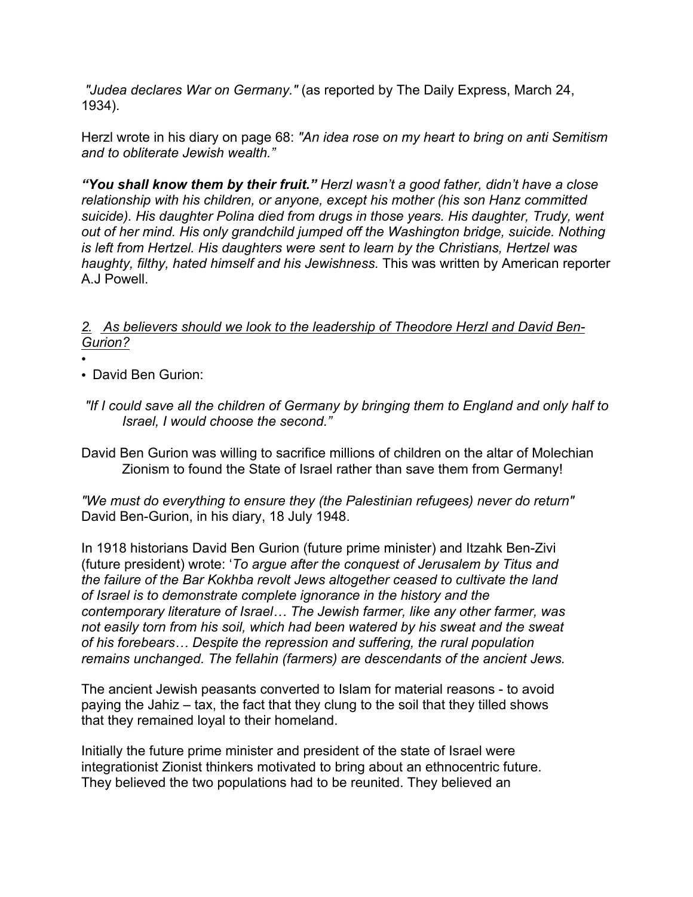*"Judea declares War on Germany."* (as reported by The Daily Express, March 24, 1934).

Herzl wrote in his diary on page 68: *"An idea rose on my heart to bring on anti Semitism and to obliterate Jewish wealth."*

***"You shall know them by their fruit."*** *Herzl wasn't a good father, didn't have a close relationship with his children, or anyone, except his mother (his son Hanz committed suicide). His daughter Polina died from drugs in those years. His daughter, Trudy, went out of her mind. His only grandchild jumped off the Washington bridge, suicide. Nothing is left from Hertzel. His daughters were sent to learn by the Christians, Hertzel was haughty, filthy, hated himself and his Jewishness.* This was written by American reporter A.J Powell.

*2. As believers should we look to the leadership of Theodore Herzl and David Ben-Gurion?*

- 
- David Ben Gurion:

*"If I could save all the children of Germany by bringing them to England and only half to Israel, I would choose the second."*

David Ben Gurion was willing to sacrifice millions of children on the altar of Molechian Zionism to found the State of Israel rather than save them from Germany!

*"We must do everything to ensure they (the Palestinian refugees) never do return"* David Ben-Gurion, in his diary, 18 July 1948.

In 1918 historians David Ben Gurion (future prime minister) and Itzahk Ben-Zivi (future president) wrote: '*To argue after the conquest of Jerusalem by Titus and the failure of the Bar Kokhba revolt Jews altogether ceased to cultivate the land of Israel is to demonstrate complete ignorance in the history and the contemporary literature of Israel… The Jewish farmer, like any other farmer, was not easily torn from his soil, which had been watered by his sweat and the sweat of his forebears… Despite the repression and suffering, the rural population remains unchanged. The fellahin (farmers) are descendants of the ancient Jews.*

The ancient Jewish peasants converted to Islam for material reasons - to avoid paying the Jahiz – tax, the fact that they clung to the soil that they tilled shows that they remained loyal to their homeland.

Initially the future prime minister and president of the state of Israel were integrationist Zionist thinkers motivated to bring about an ethnocentric future. They believed the two populations had to be reunited. They believed an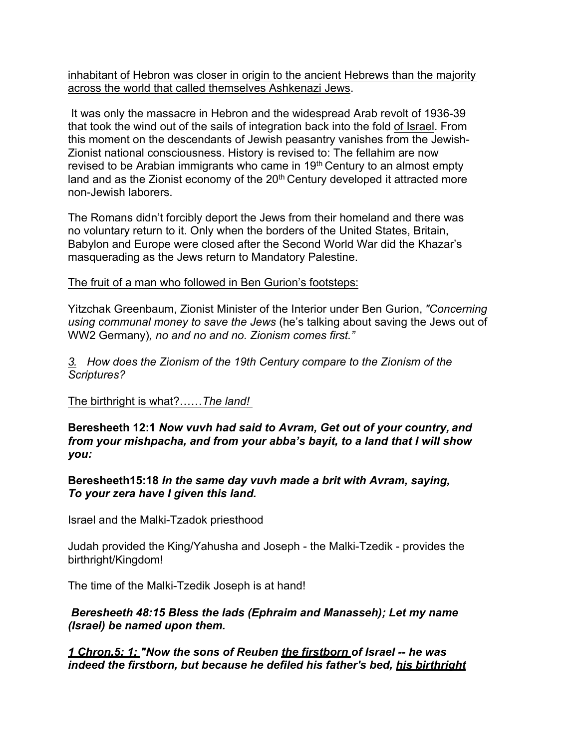<u>inhabitant of Hebron was closer in origin to the ancient Hebrews than the majority across the world that called themselves Ashkenazi Jews</u>.

It was only the massacre in Hebron and the widespread Arab revolt of 1936-39 that took the wind out of the sails of integration back into the fold <u>of Israel</u>. From this moment on the descendants of Jewish peasantry vanishes from the Jewish-Zionist national consciousness. History is revised to: The fellahim are now revised to be Arabian immigrants who came in 19th Century to an almost empty land and as the Zionist economy of the 20th Century developed it attracted more non-Jewish laborers.

The Romans didn't forcibly deport the Jews from their homeland and there was no voluntary return to it. Only when the borders of the United States, Britain, Babylon and Europe were closed after the Second World War did the Khazar's masquerading as the Jews return to Mandatory Palestine.

<u>The fruit of a man who followed in Ben Gurion's footsteps:</u>

Yitzchak Greenbaum, Zionist Minister of the Interior under Ben Gurion, *"Concerning using communal money to save the Jews* (he's talking about saving the Jews out of WW2 Germany)*, no and no and no. Zionism comes first."*

*<u>3.</u> How does the Zionism of the 19th Century compare to the Zionism of the Scriptures?*

<u>The birthright is what?……*The land!*</u>

**Beresheeth 12:1** ***Now vuvh had said to Avram, Get out of your country, and from your mishpacha, and from your abba's bayit, to a land that I will show you:***

**Beresheeth15:18** ***In the same day vuvh made a brit with Avram, saying, To your zera have I given this land.***

Israel and the Malki-Tzadok priesthood

Judah provided the King/Yahusha and Joseph - the Malki-Tzedik - provides the birthright/Kingdom!

The time of the Malki-Tzedik Joseph is at hand!

***Beresheeth 48:15 Bless the lads (Ephraim and Manasseh); Let my name (Israel) be named upon them.***

***<u>1 Chron.5: 1:</u> "Now the sons of Reuben <u>the firstborn</u> of Israel -- he was indeed the firstborn, but because he defiled his father's bed, <u>his birthright</u>***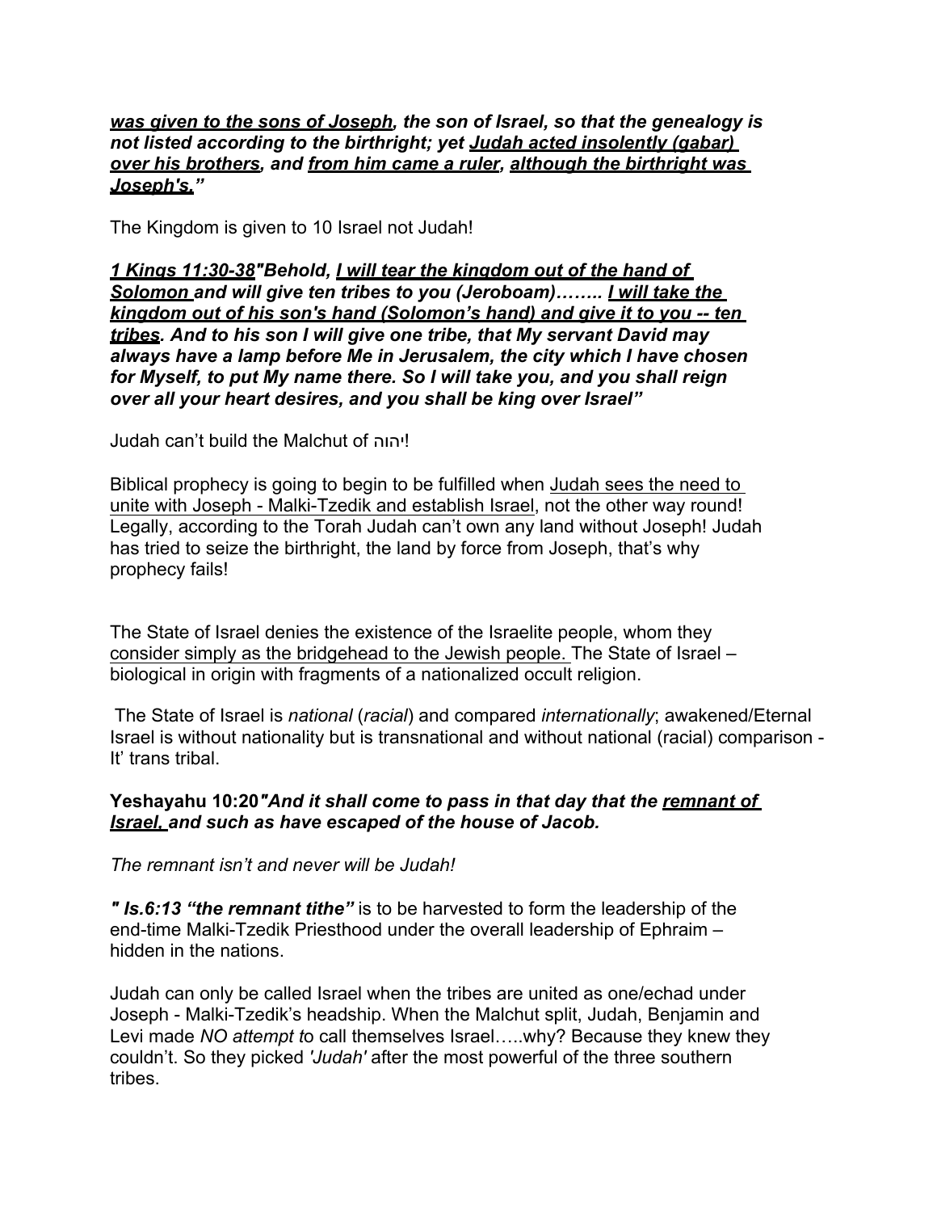***was given to the sons of Joseph, the son of Israel, so that the genealogy is not listed according to the birthright; yet Judah acted insolently (gabar) over his brothers, and from him came a ruler, although the birthright was Joseph's."***

The Kingdom is given to 10 Israel not Judah!

***1 Kings 11:30-38"Behold, I will tear the kingdom out of the hand of Solomon and will give ten tribes to you (Jeroboam)…….. I will take the kingdom out of his son's hand (Solomon's hand) and give it to you -- ten tribes. And to his son I will give one tribe, that My servant David may always have a lamp before Me in Jerusalem, the city which I have chosen for Myself, to put My name there. So I will take you, and you shall reign over all your heart desires, and you shall be king over Israel"***

Judah can't build the Malchut of יהוה!

Biblical prophecy is going to begin to be fulfilled when Judah sees the need to unite with Joseph - Malki-Tzedik and establish Israel, not the other way round! Legally, according to the Torah Judah can't own any land without Joseph! Judah has tried to seize the birthright, the land by force from Joseph, that's why prophecy fails!

The State of Israel denies the existence of the Israelite people, whom they consider simply as the bridgehead to the Jewish people. The State of Israel – biological in origin with fragments of a nationalized occult religion.

The State of Israel is *national* (*racial*) and compared *internationally*; awakened/Eternal Israel is without nationality but is transnational and without national (racial) comparison - It' trans tribal.

**Yeshayahu 10:20*"And it shall come to pass in that day that the remnant of Israel, and such as have escaped of the house of Jacob.***

*The remnant isn't and never will be Judah!*

***" Is.6:13 "the remnant tithe"*** is to be harvested to form the leadership of the end-time Malki-Tzedik Priesthood under the overall leadership of Ephraim – hidden in the nations.

Judah can only be called Israel when the tribes are united as one/echad under Joseph - Malki-Tzedik's headship. When the Malchut split, Judah, Benjamin and Levi made *NO attempt t*o call themselves Israel…..why? Because they knew they couldn't. So they picked *'Judah'* after the most powerful of the three southern tribes.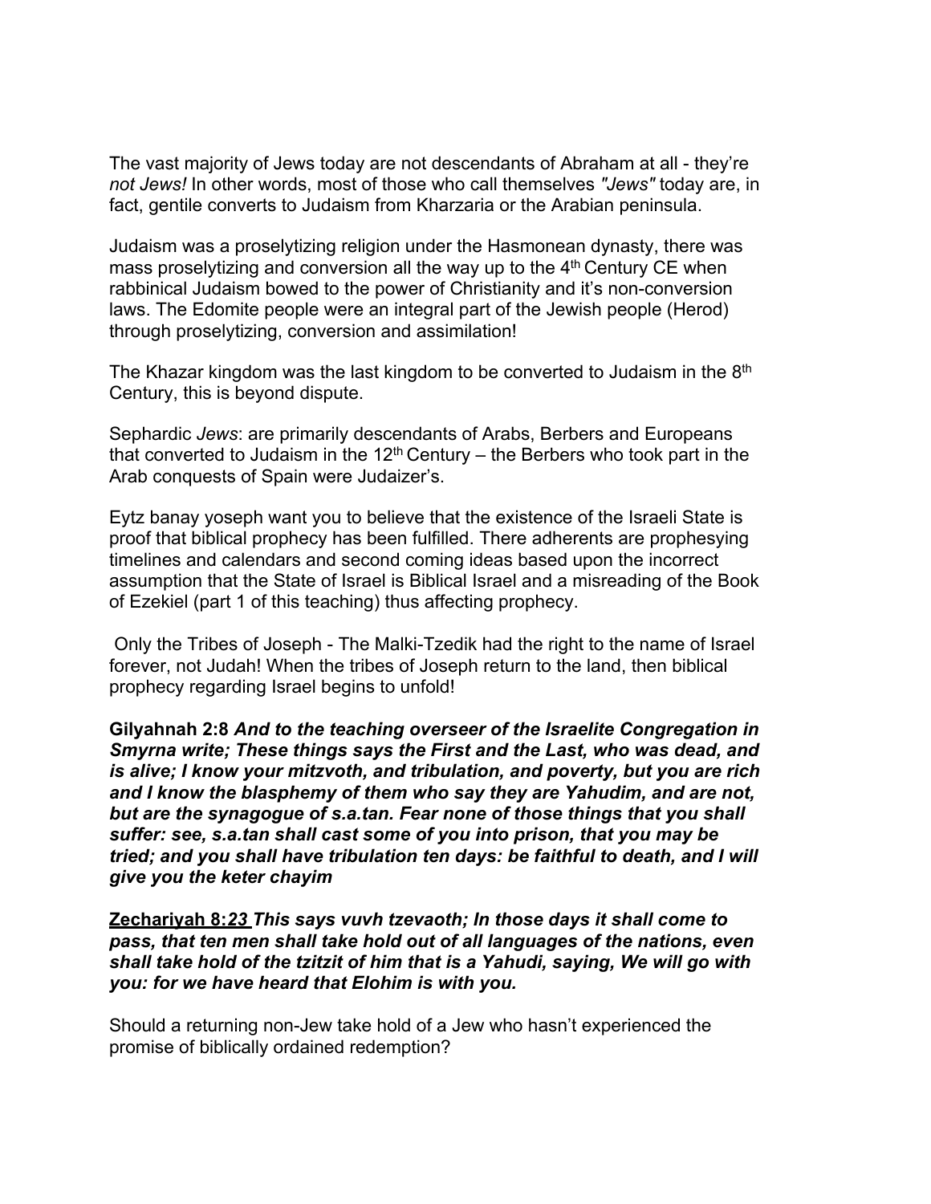The vast majority of Jews today are not descendants of Abraham at all - they're *not Jews!* In other words, most of those who call themselves *"Jews"* today are, in fact, gentile converts to Judaism from Kharzaria or the Arabian peninsula.

Judaism was a proselytizing religion under the Hasmonean dynasty, there was mass proselytizing and conversion all the way up to the 4th Century CE when rabbinical Judaism bowed to the power of Christianity and it's non-conversion laws. The Edomite people were an integral part of the Jewish people (Herod) through proselytizing, conversion and assimilation!

The Khazar kingdom was the last kingdom to be converted to Judaism in the 8th Century, this is beyond dispute.

Sephardic *Jews*: are primarily descendants of Arabs, Berbers and Europeans that converted to Judaism in the 12th Century – the Berbers who took part in the Arab conquests of Spain were Judaizer's.

Eytz banay yoseph want you to believe that the existence of the Israeli State is proof that biblical prophecy has been fulfilled. There adherents are prophesying timelines and calendars and second coming ideas based upon the incorrect assumption that the State of Israel is Biblical Israel and a misreading of the Book of Ezekiel (part 1 of this teaching) thus affecting prophecy.

Only the Tribes of Joseph - The Malki-Tzedik had the right to the name of Israel forever, not Judah! When the tribes of Joseph return to the land, then biblical prophecy regarding Israel begins to unfold!

**Gilyahnah 2:8** ***And to the teaching overseer of the Israelite Congregation in Smyrna write; These things says the First and the Last, who was dead, and is alive; I know your mitzvoth, and tribulation, and poverty, but you are rich and I know the blasphemy of them who say they are Yahudim, and are not, but are the synagogue of s.a.tan. Fear none of those things that you shall suffer: see, s.a.tan shall cast some of you into prison, that you may be tried; and you shall have tribulation ten days: be faithful to death, and I will give you the keter chayim***

**Zechariyah 8:*23*** ***This says vuvh tzevaoth; In those days it shall come to pass, that ten men shall take hold out of all languages of the nations, even shall take hold of the tzitzit of him that is a Yahudi, saying, We will go with you: for we have heard that Elohim is with you.***

Should a returning non-Jew take hold of a Jew who hasn't experienced the promise of biblically ordained redemption?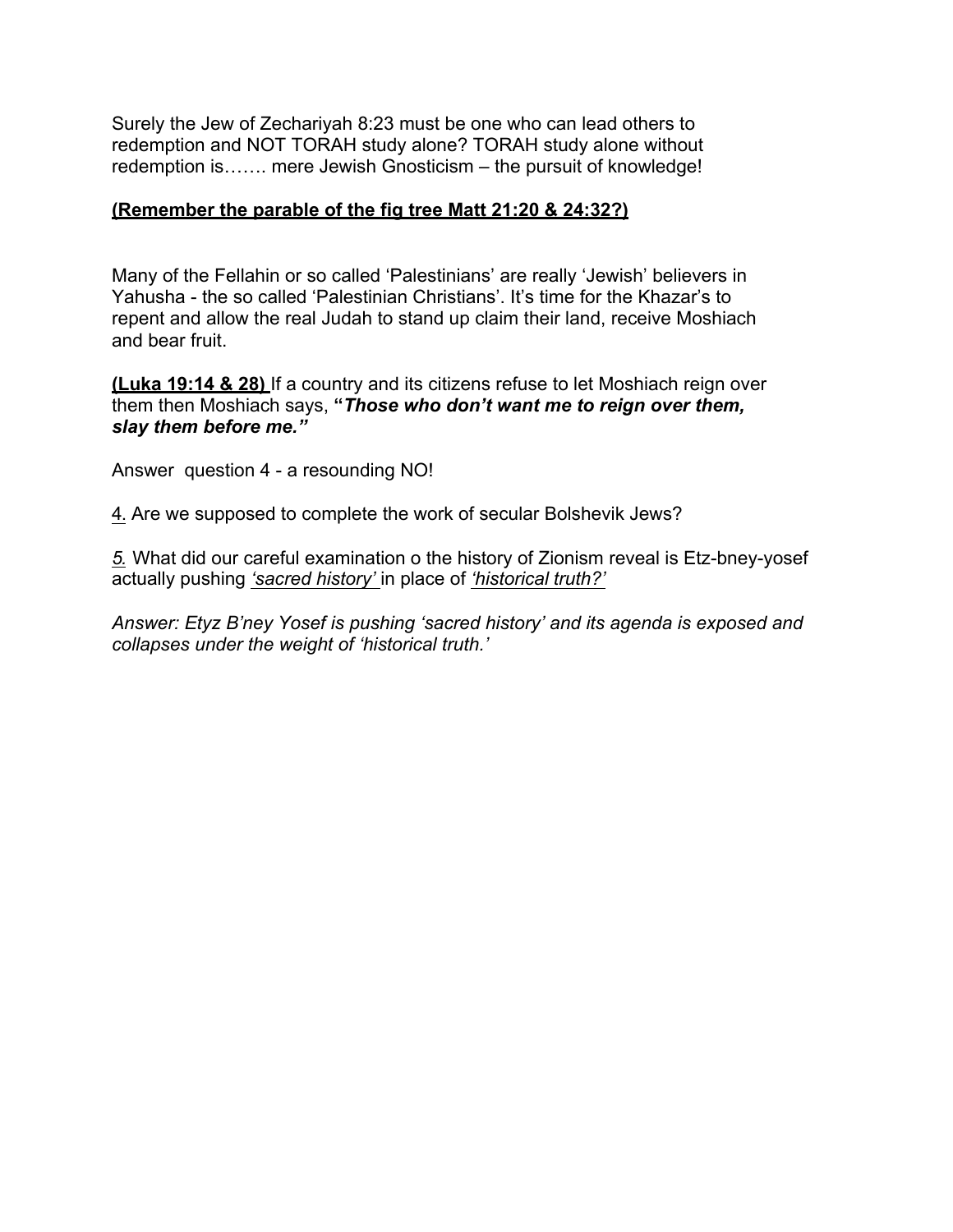Surely the Jew of Zechariyah 8:23 must be one who can lead others to redemption and NOT TORAH study alone? TORAH study alone without redemption is……. mere Jewish Gnosticism – the pursuit of knowledge!

**(Remember the parable of the fig tree Matt 21:20 & 24:32?)**

Many of the Fellahin or so called 'Palestinians' are really 'Jewish' believers in Yahusha - the so called 'Palestinian Christians'. It's time for the Khazar's to repent and allow the real Judah to stand up claim their land, receive Moshiach and bear fruit.

**(Luka 19:14 & 28)** If a country and its citizens refuse to let Moshiach reign over them then Moshiach says, **"*Those who don't want me to reign over them, slay them before me."***

Answer question 4 - a resounding NO!

4. Are we supposed to complete the work of secular Bolshevik Jews?

*5.* What did our careful examination o the history of Zionism reveal is Etz-bney-yosef actually pushing *'sacred history'* in place of *'historical truth?'*

*Answer: Etyz B'ney Yosef is pushing 'sacred history' and its agenda is exposed and collapses under the weight of 'historical truth.'*